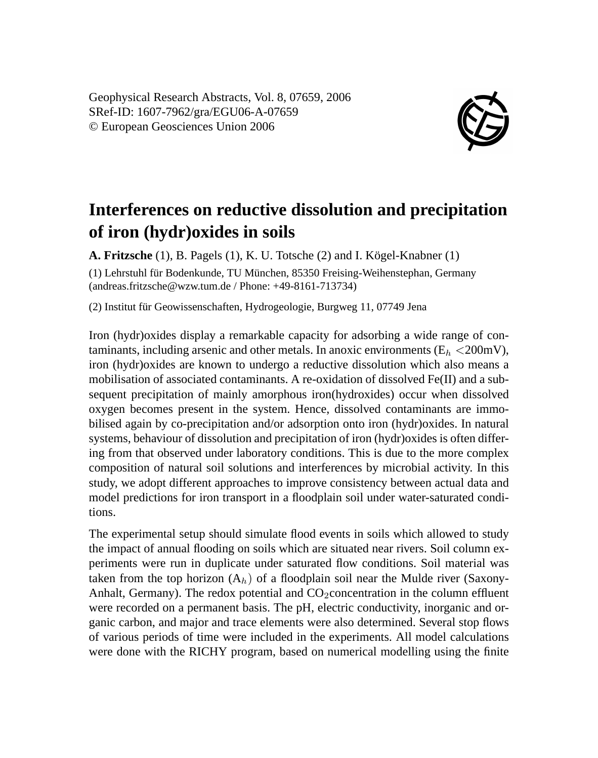Geophysical Research Abstracts, Vol. 8, 07659, 2006
SRef-ID: 1607-7962/gra/EGU06-A-07659
© European Geosciences Union 2006

# Interferences on reductive dissolution and precipitation of iron (hydr)oxides in soils

**A. Fritzsche** (1), B. Pagels (1), K. U. Totsche (2) and I. Kögel-Knabner (1)

(1) Lehrstuhl für Bodenkunde, TU München, 85350 Freising-Weihenstephan, Germany (andreas.fritzsche@wzw.tum.de / Phone: +49-8161-713734)

(2) Institut für Geowissenschaften, Hydrogeologie, Burgweg 11, 07749 Jena

Iron (hydr)oxides display a remarkable capacity for adsorbing a wide range of contaminants, including arsenic and other metals. In anoxic environments ($E_h$ <200mV), iron (hydr)oxides are known to undergo a reductive dissolution which also means a mobilisation of associated contaminants. A re-oxidation of dissolved Fe(II) and a subsequent precipitation of mainly amorphous iron(hydroxides) occur when dissolved oxygen becomes present in the system. Hence, dissolved contaminants are immobilised again by co-precipitation and/or adsorption onto iron (hydr)oxides. In natural systems, behaviour of dissolution and precipitation of iron (hydr)oxides is often differing from that observed under laboratory conditions. This is due to the more complex composition of natural soil solutions and interferences by microbial activity. In this study, we adopt different approaches to improve consistency between actual data and model predictions for iron transport in a floodplain soil under water-saturated conditions.

The experimental setup should simulate flood events in soils which allowed to study the impact of annual flooding on soils which are situated near rivers. Soil column experiments were run in duplicate under saturated flow conditions. Soil material was taken from the top horizon ($A_h$) of a floodplain soil near the Mulde river (Saxony-Anhalt, Germany). The redox potential and $CO_2$concentration in the column effluent were recorded on a permanent basis. The pH, electric conductivity, inorganic and organic carbon, and major and trace elements were also determined. Several stop flows of various periods of time were included in the experiments. All model calculations were done with the RICHY program, based on numerical modelling using the finite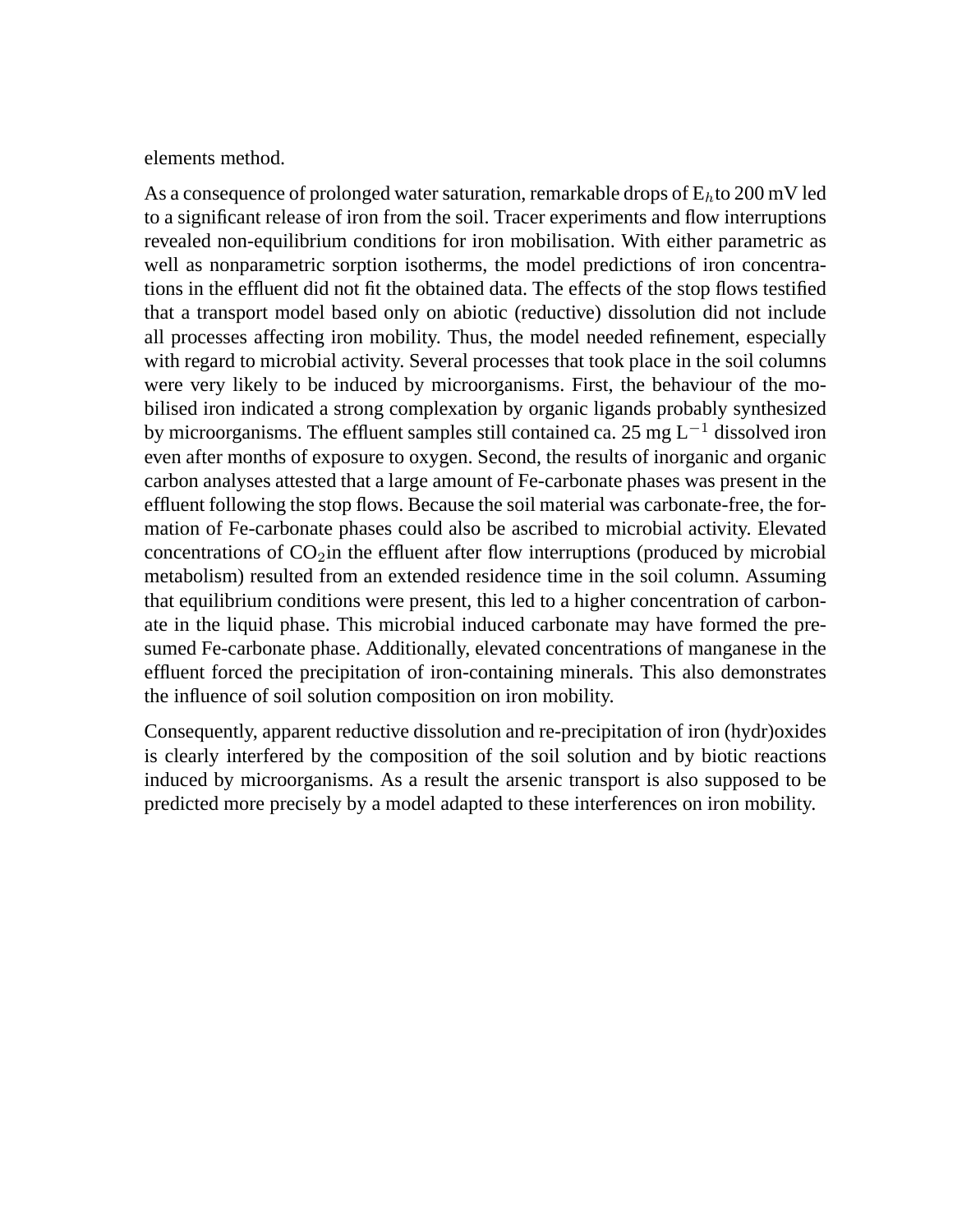elements method.

As a consequence of prolonged water saturation, remarkable drops of $E_h$ to 200 mV led to a significant release of iron from the soil. Tracer experiments and flow interruptions revealed non-equilibrium conditions for iron mobilisation. With either parametric as well as nonparametric sorption isotherms, the model predictions of iron concentrations in the effluent did not fit the obtained data. The effects of the stop flows testified that a transport model based only on abiotic (reductive) dissolution did not include all processes affecting iron mobility. Thus, the model needed refinement, especially with regard to microbial activity. Several processes that took place in the soil columns were very likely to be induced by microorganisms. First, the behaviour of the mobilised iron indicated a strong complexation by organic ligands probably synthesized by microorganisms. The effluent samples still contained ca. 25 mg $L^{-1}$ dissolved iron even after months of exposure to oxygen. Second, the results of inorganic and organic carbon analyses attested that a large amount of Fe-carbonate phases was present in the effluent following the stop flows. Because the soil material was carbonate-free, the formation of Fe-carbonate phases could also be ascribed to microbial activity. Elevated concentrations of $CO_2$ in the effluent after flow interruptions (produced by microbial metabolism) resulted from an extended residence time in the soil column. Assuming that equilibrium conditions were present, this led to a higher concentration of carbonate in the liquid phase. This microbial induced carbonate may have formed the presumed Fe-carbonate phase. Additionally, elevated concentrations of manganese in the effluent forced the precipitation of iron-containing minerals. This also demonstrates the influence of soil solution composition on iron mobility.

Consequently, apparent reductive dissolution and re-precipitation of iron (hydr)oxides is clearly interfered by the composition of the soil solution and by biotic reactions induced by microorganisms. As a result the arsenic transport is also supposed to be predicted more precisely by a model adapted to these interferences on iron mobility.